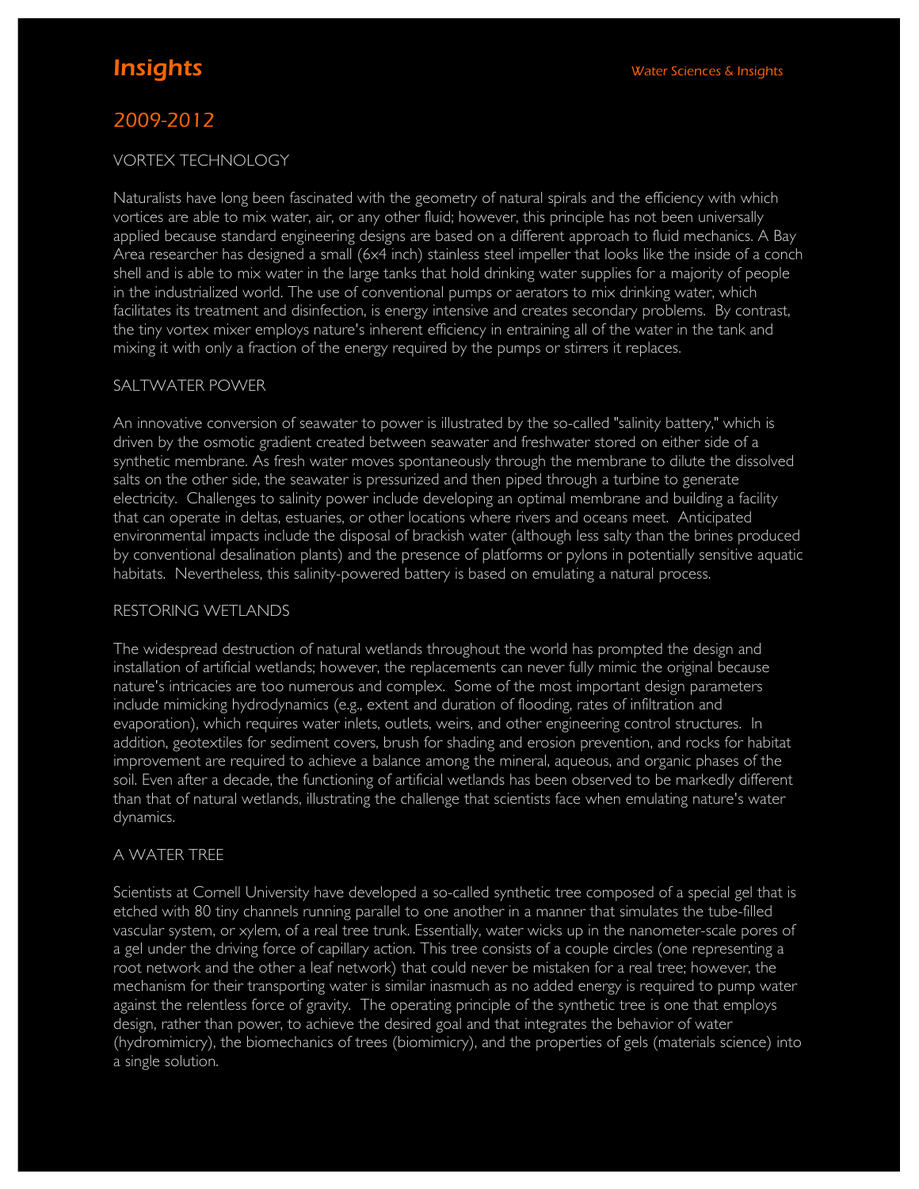# Insights

Water Sciences & Insights

## 2009-2012

### VORTEX TECHNOLOGY

Naturalists have long been fascinated with the geometry of natural spirals and the efficiency with which vortices are able to mix water, air, or any other fluid; however, this principle has not been universally applied because standard engineering designs are based on a different approach to fluid mechanics. A Bay Area researcher has designed a small (6x4 inch) stainless steel impeller that looks like the inside of a conch shell and is able to mix water in the large tanks that hold drinking water supplies for a majority of people in the industrialized world. The use of conventional pumps or aerators to mix drinking water, which facilitates its treatment and disinfection, is energy intensive and creates secondary problems. By contrast, the tiny vortex mixer employs nature's inherent efficiency in entraining all of the water in the tank and mixing it with only a fraction of the energy required by the pumps or stirrers it replaces.

### SALTWATER POWER

An innovative conversion of seawater to power is illustrated by the so-called "salinity battery," which is driven by the osmotic gradient created between seawater and freshwater stored on either side of a synthetic membrane. As fresh water moves spontaneously through the membrane to dilute the dissolved salts on the other side, the seawater is pressurized and then piped through a turbine to generate electricity. Challenges to salinity power include developing an optimal membrane and building a facility that can operate in deltas, estuaries, or other locations where rivers and oceans meet. Anticipated environmental impacts include the disposal of brackish water (although less salty than the brines produced by conventional desalination plants) and the presence of platforms or pylons in potentially sensitive aquatic habitats. Nevertheless, this salinity-powered battery is based on emulating a natural process.

### RESTORING WETLANDS

The widespread destruction of natural wetlands throughout the world has prompted the design and installation of artificial wetlands; however, the replacements can never fully mimic the original because nature's intricacies are too numerous and complex. Some of the most important design parameters include mimicking hydrodynamics (e.g., extent and duration of flooding, rates of infiltration and evaporation), which requires water inlets, outlets, weirs, and other engineering control structures. In addition, geotextiles for sediment covers, brush for shading and erosion prevention, and rocks for habitat improvement are required to achieve a balance among the mineral, aqueous, and organic phases of the soil. Even after a decade, the functioning of artificial wetlands has been observed to be markedly different than that of natural wetlands, illustrating the challenge that scientists face when emulating nature's water dynamics.

### A WATER TREE

Scientists at Cornell University have developed a so-called synthetic tree composed of a special gel that is etched with 80 tiny channels running parallel to one another in a manner that simulates the tube-filled vascular system, or xylem, of a real tree trunk. Essentially, water wicks up in the nanometer-scale pores of a gel under the driving force of capillary action. This tree consists of a couple circles (one representing a root network and the other a leaf network) that could never be mistaken for a real tree; however, the mechanism for their transporting water is similar inasmuch as no added energy is required to pump water against the relentless force of gravity. The operating principle of the synthetic tree is one that employs design, rather than power, to achieve the desired goal and that integrates the behavior of water (hydromimicry), the biomechanics of trees (biomimicry), and the properties of gels (materials science) into a single solution.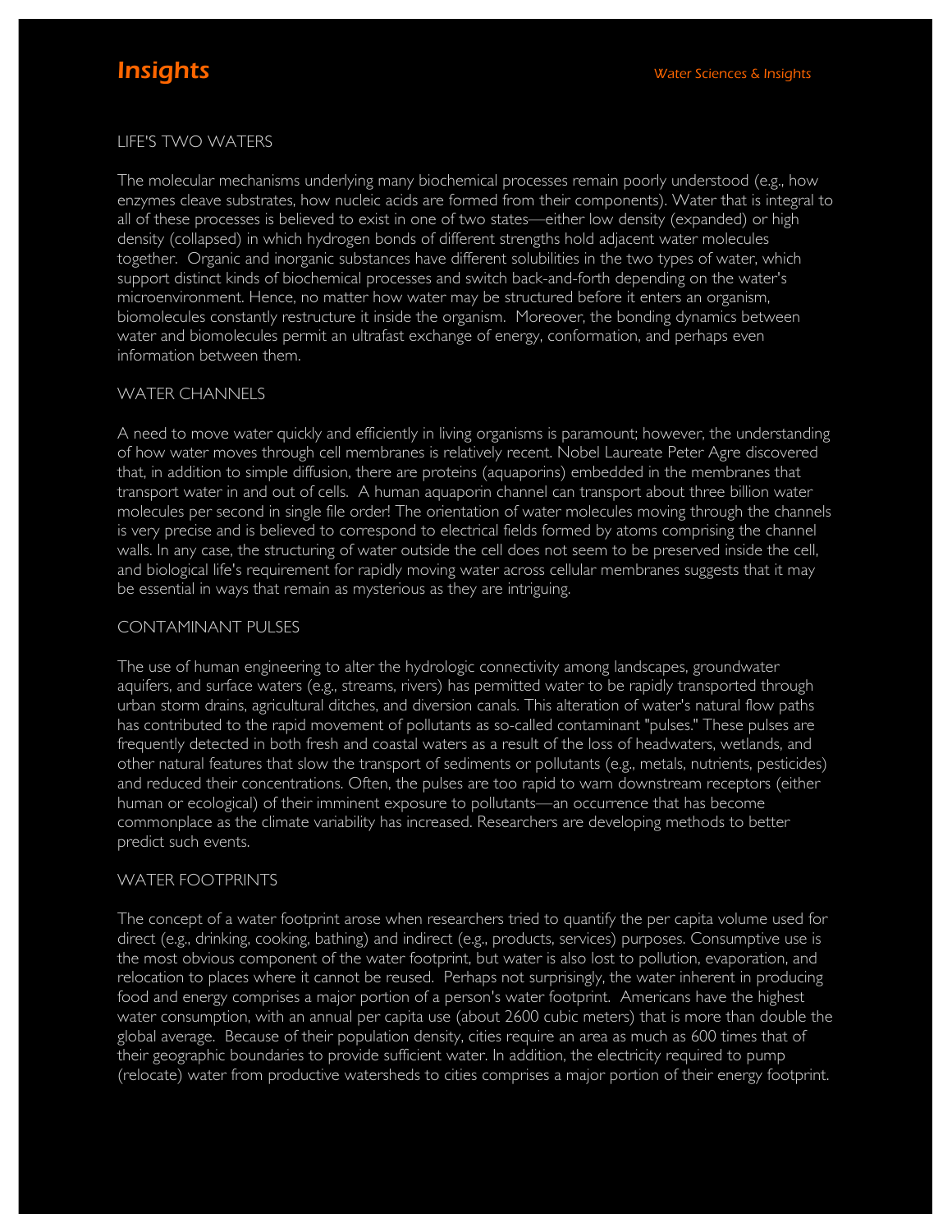## LIFE'S TWO WATERS

The molecular mechanisms underlying many biochemical processes remain poorly understood (e.g., how enzymes cleave substrates, how nucleic acids are formed from their components). Water that is integral to all of these processes is believed to exist in one of two states—either low density (expanded) or high density (collapsed) in which hydrogen bonds of different strengths hold adjacent water molecules together. Organic and inorganic substances have different solubilities in the two types of water, which support distinct kinds of biochemical processes and switch back-and-forth depending on the water's microenvironment. Hence, no matter how water may be structured before it enters an organism, biomolecules constantly restructure it inside the organism. Moreover, the bonding dynamics between water and biomolecules permit an ultrafast exchange of energy, conformation, and perhaps even information between them.

## WATER CHANNELS

A need to move water quickly and efficiently in living organisms is paramount; however, the understanding of how water moves through cell membranes is relatively recent. Nobel Laureate Peter Agre discovered that, in addition to simple diffusion, there are proteins (aquaporins) embedded in the membranes that transport water in and out of cells. A human aquaporin channel can transport about three billion water molecules per second in single file order! The orientation of water molecules moving through the channels is very precise and is believed to correspond to electrical fields formed by atoms comprising the channel walls. In any case, the structuring of water outside the cell does not seem to be preserved inside the cell, and biological life's requirement for rapidly moving water across cellular membranes suggests that it may be essential in ways that remain as mysterious as they are intriguing.

## CONTAMINANT PULSES

The use of human engineering to alter the hydrologic connectivity among landscapes, groundwater aquifers, and surface waters (e.g., streams, rivers) has permitted water to be rapidly transported through urban storm drains, agricultural ditches, and diversion canals. This alteration of water's natural flow paths has contributed to the rapid movement of pollutants as so-called contaminant "pulses." These pulses are frequently detected in both fresh and coastal waters as a result of the loss of headwaters, wetlands, and other natural features that slow the transport of sediments or pollutants (e.g., metals, nutrients, pesticides) and reduced their concentrations. Often, the pulses are too rapid to warn downstream receptors (either human or ecological) of their imminent exposure to pollutants—an occurrence that has become commonplace as the climate variability has increased. Researchers are developing methods to better predict such events.

## WATER FOOTPRINTS

The concept of a water footprint arose when researchers tried to quantify the per capita volume used for direct (e.g., drinking, cooking, bathing) and indirect (e.g., products, services) purposes. Consumptive use is the most obvious component of the water footprint, but water is also lost to pollution, evaporation, and relocation to places where it cannot be reused. Perhaps not surprisingly, the water inherent in producing food and energy comprises a major portion of a person's water footprint. Americans have the highest water consumption, with an annual per capita use (about 2600 cubic meters) that is more than double the global average. Because of their population density, cities require an area as much as 600 times that of their geographic boundaries to provide sufficient water. In addition, the electricity required to pump (relocate) water from productive watersheds to cities comprises a major portion of their energy footprint.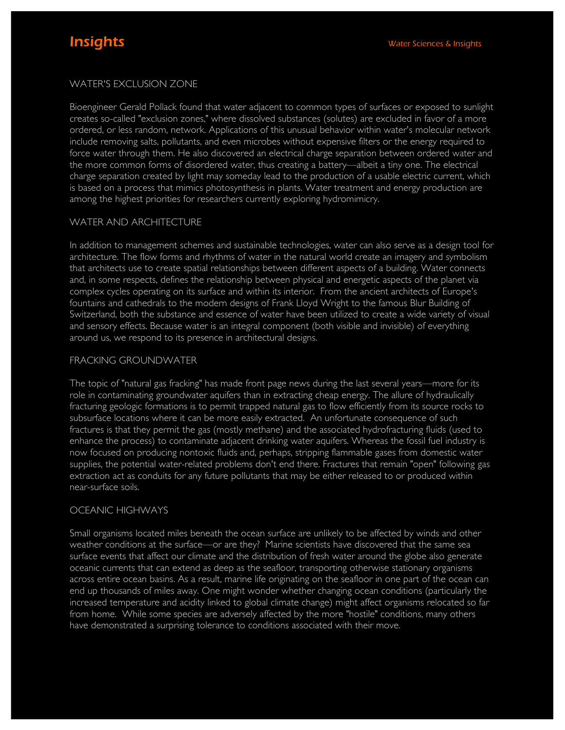## WATER'S EXCLUSION ZONE

Bioengineer Gerald Pollack found that water adjacent to common types of surfaces or exposed to sunlight creates so-called "exclusion zones," where dissolved substances (solutes) are excluded in favor of a more ordered, or less random, network. Applications of this unusual behavior within water's molecular network include removing salts, pollutants, and even microbes without expensive filters or the energy required to force water through them. He also discovered an electrical charge separation between ordered water and the more common forms of disordered water, thus creating a battery—albeit a tiny one. The electrical charge separation created by light may someday lead to the production of a usable electric current, which is based on a process that mimics photosynthesis in plants. Water treatment and energy production are among the highest priorities for researchers currently exploring hydromimicry.

## WATER AND ARCHITECTURE

In addition to management schemes and sustainable technologies, water can also serve as a design tool for architecture. The flow forms and rhythms of water in the natural world create an imagery and symbolism that architects use to create spatial relationships between different aspects of a building. Water connects and, in some respects, defines the relationship between physical and energetic aspects of the planet via complex cycles operating on its surface and within its interior. From the ancient architects of Europe's fountains and cathedrals to the modern designs of Frank Lloyd Wright to the famous Blur Building of Switzerland, both the substance and essence of water have been utilized to create a wide variety of visual and sensory effects. Because water is an integral component (both visible and invisible) of everything around us, we respond to its presence in architectural designs.

## FRACKING GROUNDWATER

The topic of "natural gas fracking" has made front page news during the last several years—more for its role in contaminating groundwater aquifers than in extracting cheap energy. The allure of hydraulically fracturing geologic formations is to permit trapped natural gas to flow efficiently from its source rocks to subsurface locations where it can be more easily extracted. An unfortunate consequence of such fractures is that they permit the gas (mostly methane) and the associated hydrofracturing fluids (used to enhance the process) to contaminate adjacent drinking water aquifers. Whereas the fossil fuel industry is now focused on producing nontoxic fluids and, perhaps, stripping flammable gases from domestic water supplies, the potential water-related problems don't end there. Fractures that remain "open" following gas extraction act as conduits for any future pollutants that may be either released to or produced within near-surface soils.

## OCEANIC HIGHWAYS

Small organisms located miles beneath the ocean surface are unlikely to be affected by winds and other weather conditions at the surface—or are they? Marine scientists have discovered that the same sea surface events that affect our climate and the distribution of fresh water around the globe also generate oceanic currents that can extend as deep as the seafloor, transporting otherwise stationary organisms across entire ocean basins. As a result, marine life originating on the seafloor in one part of the ocean can end up thousands of miles away. One might wonder whether changing ocean conditions (particularly the increased temperature and acidity linked to global climate change) might affect organisms relocated so far from home. While some species are adversely affected by the more "hostile" conditions, many others have demonstrated a surprising tolerance to conditions associated with their move.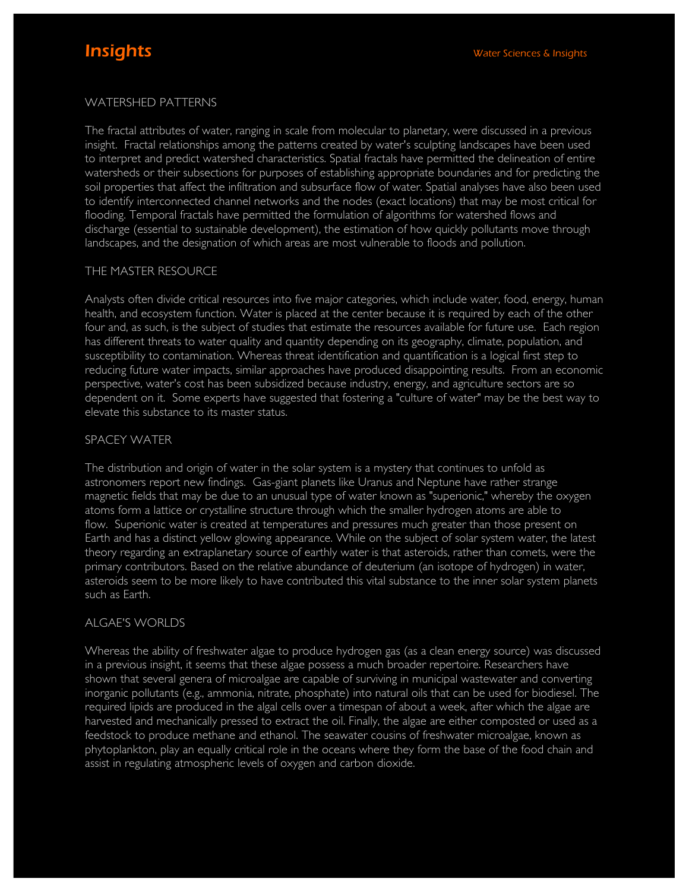WATERSHED PATTERNS

The fractal attributes of water, ranging in scale from molecular to planetary, were discussed in a previous insight. Fractal relationships among the patterns created by water's sculpting landscapes have been used to interpret and predict watershed characteristics. Spatial fractals have permitted the delineation of entire watersheds or their subsections for purposes of establishing appropriate boundaries and for predicting the soil properties that affect the infiltration and subsurface flow of water. Spatial analyses have also been used to identify interconnected channel networks and the nodes (exact locations) that may be most critical for flooding. Temporal fractals have permitted the formulation of algorithms for watershed flows and discharge (essential to sustainable development), the estimation of how quickly pollutants move through landscapes, and the designation of which areas are most vulnerable to floods and pollution.

THE MASTER RESOURCE

Analysts often divide critical resources into five major categories, which include water, food, energy, human health, and ecosystem function. Water is placed at the center because it is required by each of the other four and, as such, is the subject of studies that estimate the resources available for future use. Each region has different threats to water quality and quantity depending on its geography, climate, population, and susceptibility to contamination. Whereas threat identification and quantification is a logical first step to reducing future water impacts, similar approaches have produced disappointing results. From an economic perspective, water's cost has been subsidized because industry, energy, and agriculture sectors are so dependent on it. Some experts have suggested that fostering a "culture of water" may be the best way to elevate this substance to its master status.

SPACEY WATER

The distribution and origin of water in the solar system is a mystery that continues to unfold as astronomers report new findings. Gas-giant planets like Uranus and Neptune have rather strange magnetic fields that may be due to an unusual type of water known as "superionic," whereby the oxygen atoms form a lattice or crystalline structure through which the smaller hydrogen atoms are able to flow. Superionic water is created at temperatures and pressures much greater than those present on Earth and has a distinct yellow glowing appearance. While on the subject of solar system water, the latest theory regarding an extraplanetary source of earthly water is that asteroids, rather than comets, were the primary contributors. Based on the relative abundance of deuterium (an isotope of hydrogen) in water, asteroids seem to be more likely to have contributed this vital substance to the inner solar system planets such as Earth.

ALGAE'S WORLDS

Whereas the ability of freshwater algae to produce hydrogen gas (as a clean energy source) was discussed in a previous insight, it seems that these algae possess a much broader repertoire. Researchers have shown that several genera of microalgae are capable of surviving in municipal wastewater and converting inorganic pollutants (e.g., ammonia, nitrate, phosphate) into natural oils that can be used for biodiesel. The required lipids are produced in the algal cells over a timespan of about a week, after which the algae are harvested and mechanically pressed to extract the oil. Finally, the algae are either composted or used as a feedstock to produce methane and ethanol. The seawater cousins of freshwater microalgae, known as phytoplankton, play an equally critical role in the oceans where they form the base of the food chain and assist in regulating atmospheric levels of oxygen and carbon dioxide.